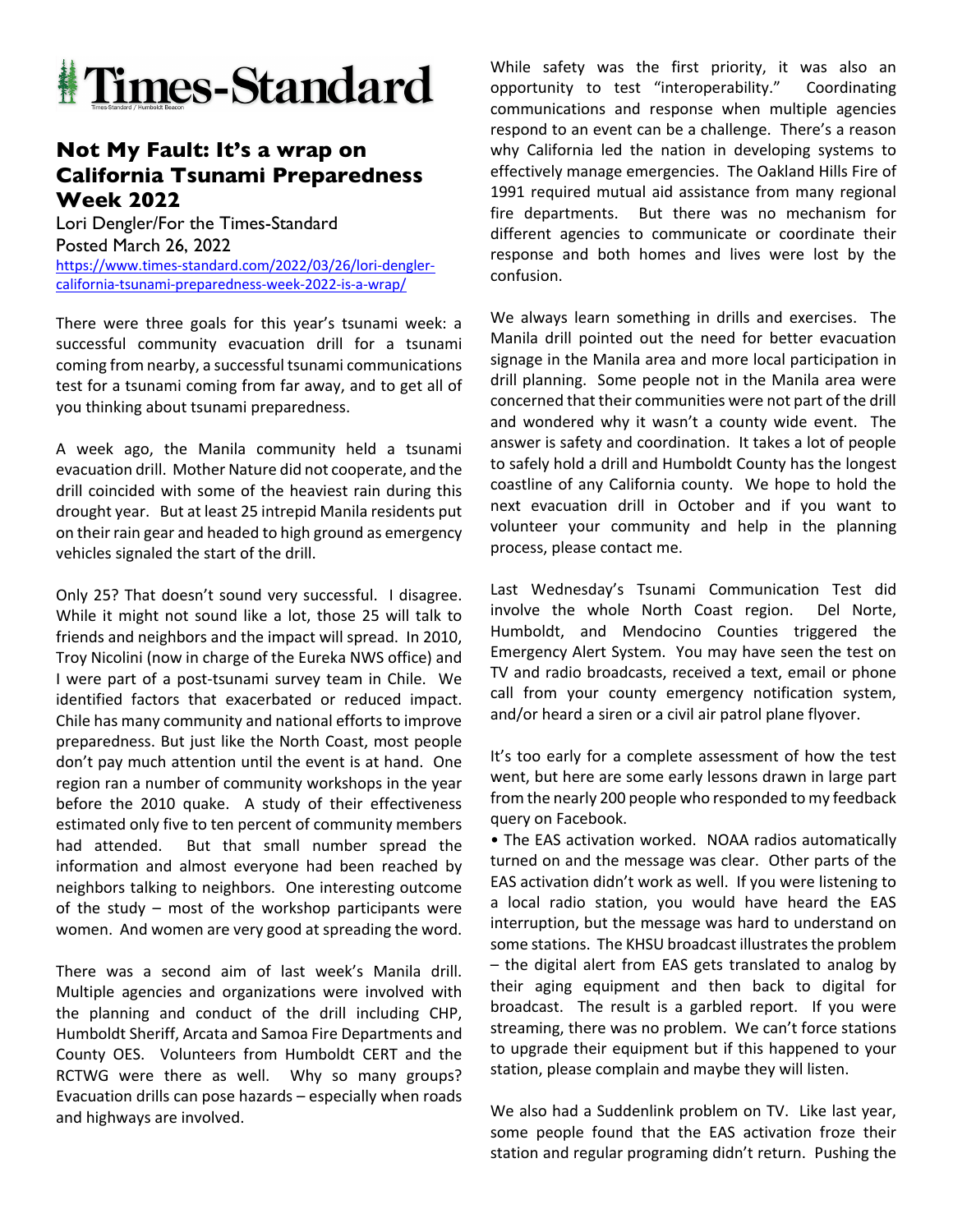Times-Standard

# Not My Fault: It's a wrap on California Tsunami Preparedness Week 2022

Lori Dengler/For the Times-Standard
Posted March 26, 2022
https://www.times-standard.com/2022/03/26/lori-dengler-california-tsunami-preparedness-week-2022-is-a-wrap/

There were three goals for this year's tsunami week: a successful community evacuation drill for a tsunami coming from nearby, a successful tsunami communications test for a tsunami coming from far away, and to get all of you thinking about tsunami preparedness.

A week ago, the Manila community held a tsunami evacuation drill. Mother Nature did not cooperate, and the drill coincided with some of the heaviest rain during this drought year. But at least 25 intrepid Manila residents put on their rain gear and headed to high ground as emergency vehicles signaled the start of the drill.

Only 25? That doesn't sound very successful. I disagree. While it might not sound like a lot, those 25 will talk to friends and neighbors and the impact will spread. In 2010, Troy Nicolini (now in charge of the Eureka NWS office) and I were part of a post-tsunami survey team in Chile. We identified factors that exacerbated or reduced impact. Chile has many community and national efforts to improve preparedness. But just like the North Coast, most people don't pay much attention until the event is at hand. One region ran a number of community workshops in the year before the 2010 quake. A study of their effectiveness estimated only five to ten percent of community members had attended. But that small number spread the information and almost everyone had been reached by neighbors talking to neighbors. One interesting outcome of the study – most of the workshop participants were women. And women are very good at spreading the word.

There was a second aim of last week's Manila drill. Multiple agencies and organizations were involved with the planning and conduct of the drill including CHP, Humboldt Sheriff, Arcata and Samoa Fire Departments and County OES. Volunteers from Humboldt CERT and the RCTWG were there as well. Why so many groups? Evacuation drills can pose hazards – especially when roads and highways are involved.

While safety was the first priority, it was also an opportunity to test "interoperability." Coordinating communications and response when multiple agencies respond to an event can be a challenge. There's a reason why California led the nation in developing systems to effectively manage emergencies. The Oakland Hills Fire of 1991 required mutual aid assistance from many regional fire departments. But there was no mechanism for different agencies to communicate or coordinate their response and both homes and lives were lost by the confusion.

We always learn something in drills and exercises. The Manila drill pointed out the need for better evacuation signage in the Manila area and more local participation in drill planning. Some people not in the Manila area were concerned that their communities were not part of the drill and wondered why it wasn't a county wide event. The answer is safety and coordination. It takes a lot of people to safely hold a drill and Humboldt County has the longest coastline of any California county. We hope to hold the next evacuation drill in October and if you want to volunteer your community and help in the planning process, please contact me.

Last Wednesday's Tsunami Communication Test did involve the whole North Coast region. Del Norte, Humboldt, and Mendocino Counties triggered the Emergency Alert System. You may have seen the test on TV and radio broadcasts, received a text, email or phone call from your county emergency notification system, and/or heard a siren or a civil air patrol plane flyover.

It's too early for a complete assessment of how the test went, but here are some early lessons drawn in large part from the nearly 200 people who responded to my feedback query on Facebook.

- The EAS activation worked. NOAA radios automatically turned on and the message was clear. Other parts of the EAS activation didn't work as well. If you were listening to a local radio station, you would have heard the EAS interruption, but the message was hard to understand on some stations. The KHSU broadcast illustrates the problem – the digital alert from EAS gets translated to analog by their aging equipment and then back to digital for broadcast. The result is a garbled report. If you were streaming, there was no problem. We can't force stations to upgrade their equipment but if this happened to your station, please complain and maybe they will listen.

We also had a Suddenlink problem on TV. Like last year, some people found that the EAS activation froze their station and regular programing didn't return. Pushing the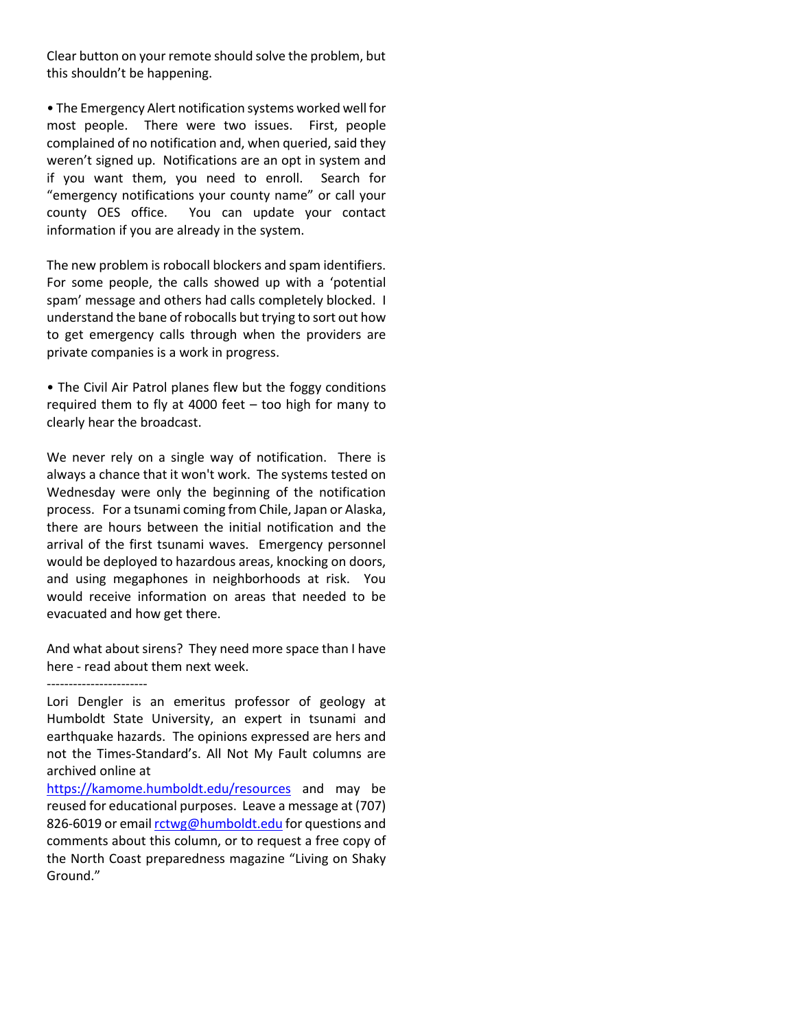Clear button on your remote should solve the problem, but this shouldn't be happening.

• The Emergency Alert notification systems worked well for most people. There were two issues. First, people complained of no notification and, when queried, said they weren't signed up. Notifications are an opt in system and if you want them, you need to enroll. Search for "emergency notifications your county name" or call your county OES office. You can update your contact information if you are already in the system.

The new problem is robocall blockers and spam identifiers. For some people, the calls showed up with a 'potential spam' message and others had calls completely blocked. I understand the bane of robocalls but trying to sort out how to get emergency calls through when the providers are private companies is a work in progress.

• The Civil Air Patrol planes flew but the foggy conditions required them to fly at 4000 feet – too high for many to clearly hear the broadcast.

We never rely on a single way of notification. There is always a chance that it won't work. The systems tested on Wednesday were only the beginning of the notification process. For a tsunami coming from Chile, Japan or Alaska, there are hours between the initial notification and the arrival of the first tsunami waves. Emergency personnel would be deployed to hazardous areas, knocking on doors, and using megaphones in neighborhoods at risk. You would receive information on areas that needed to be evacuated and how get there.

And what about sirens? They need more space than I have here - read about them next week.

-----------------------

Lori Dengler is an emeritus professor of geology at Humboldt State University, an expert in tsunami and earthquake hazards. The opinions expressed are hers and not the Times-Standard's. All Not My Fault columns are archived online at https://kamome.humboldt.edu/resources and may be reused for educational purposes. Leave a message at (707) 826-6019 or email rctwg@humboldt.edu for questions and comments about this column, or to request a free copy of the North Coast preparedness magazine "Living on Shaky Ground."